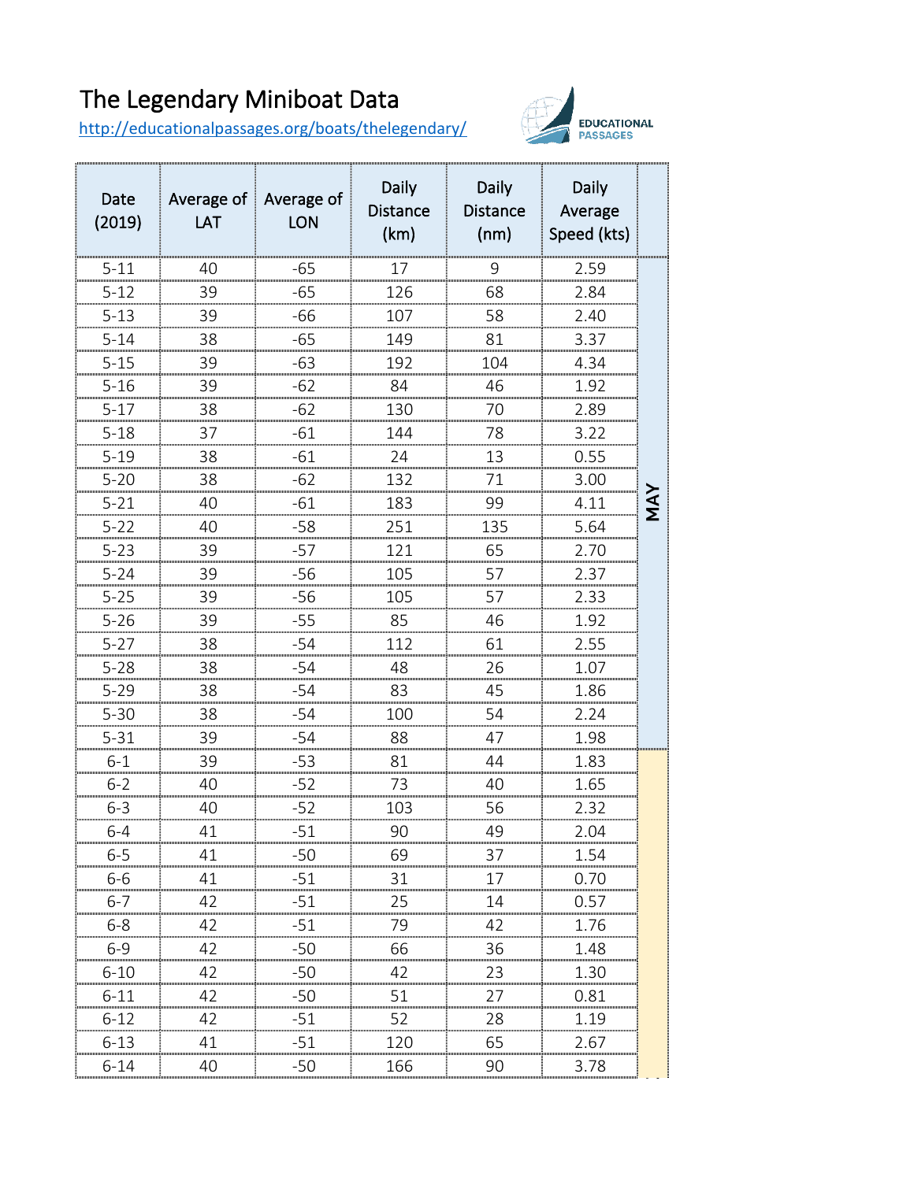# The Legendary Miniboat Data

http://educationalpassages.org/boats/thelegendary/

| Date (2019) | Average of LAT | Average of LON | Daily Distance (km) | Daily Distance (nm) | Daily Average Speed (kts) | |
|---|---|---|---|---|---|---|
| 5-11 | 40 | -65 | 17 | 9 | 2.59 | MAY |
| 5-12 | 39 | -65 | 126 | 68 | 2.84 | |
| 5-13 | 39 | -66 | 107 | 58 | 2.40 | |
| 5-14 | 38 | -65 | 149 | 81 | 3.37 | |
| 5-15 | 39 | -63 | 192 | 104 | 4.34 | |
| 5-16 | 39 | -62 | 84 | 46 | 1.92 | |
| 5-17 | 38 | -62 | 130 | 70 | 2.89 | |
| 5-18 | 37 | -61 | 144 | 78 | 3.22 | |
| 5-19 | 38 | -61 | 24 | 13 | 0.55 | |
| 5-20 | 38 | -62 | 132 | 71 | 3.00 | |
| 5-21 | 40 | -61 | 183 | 99 | 4.11 | |
| 5-22 | 40 | -58 | 251 | 135 | 5.64 | |
| 5-23 | 39 | -57 | 121 | 65 | 2.70 | |
| 5-24 | 39 | -56 | 105 | 57 | 2.37 | |
| 5-25 | 39 | -56 | 105 | 57 | 2.33 | |
| 5-26 | 39 | -55 | 85 | 46 | 1.92 | |
| 5-27 | 38 | -54 | 112 | 61 | 2.55 | |
| 5-28 | 38 | -54 | 48 | 26 | 1.07 | |
| 5-29 | 38 | -54 | 83 | 45 | 1.86 | |
| 5-30 | 38 | -54 | 100 | 54 | 2.24 | |
| 5-31 | 39 | -54 | 88 | 47 | 1.98 | |
| 6-1 | 39 | -53 | 81 | 44 | 1.83 | |
| 6-2 | 40 | -52 | 73 | 40 | 1.65 | |
| 6-3 | 40 | -52 | 103 | 56 | 2.32 | |
| 6-4 | 41 | -51 | 90 | 49 | 2.04 | |
| 6-5 | 41 | -50 | 69 | 37 | 1.54 | |
| 6-6 | 41 | -51 | 31 | 17 | 0.70 | |
| 6-7 | 42 | -51 | 25 | 14 | 0.57 | |
| 6-8 | 42 | -51 | 79 | 42 | 1.76 | |
| 6-9 | 42 | -50 | 66 | 36 | 1.48 | |
| 6-10 | 42 | -50 | 42 | 23 | 1.30 | |
| 6-11 | 42 | -50 | 51 | 27 | 0.81 | |
| 6-12 | 42 | -51 | 52 | 28 | 1.19 | |
| 6-13 | 41 | -51 | 120 | 65 | 2.67 | |
| 6-14 | 40 | -50 | 166 | 90 | 3.78 | |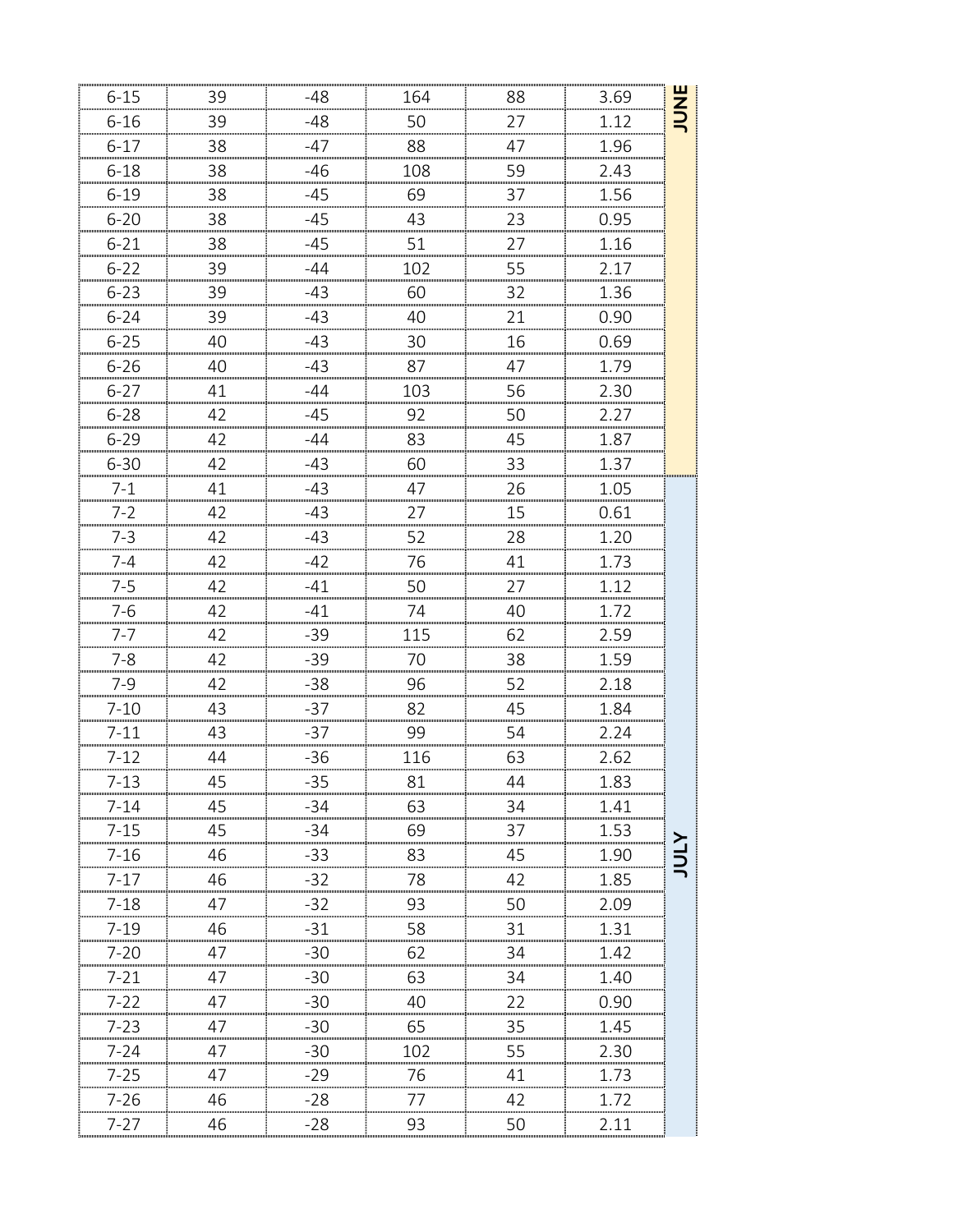| | | | | | | |
|---|---|---|---|---|---|---|
| 6-15 | 39 | -48 | 164 | 88 | 3.69 | JUNE |
| 6-16 | 39 | -48 | 50 | 27 | 1.12 | |
| 6-17 | 38 | -47 | 88 | 47 | 1.96 | |
| 6-18 | 38 | -46 | 108 | 59 | 2.43 | |
| 6-19 | 38 | -45 | 69 | 37 | 1.56 | |
| 6-20 | 38 | -45 | 43 | 23 | 0.95 | |
| 6-21 | 38 | -45 | 51 | 27 | 1.16 | |
| 6-22 | 39 | -44 | 102 | 55 | 2.17 | |
| 6-23 | 39 | -43 | 60 | 32 | 1.36 | |
| 6-24 | 39 | -43 | 40 | 21 | 0.90 | |
| 6-25 | 40 | -43 | 30 | 16 | 0.69 | |
| 6-26 | 40 | -43 | 87 | 47 | 1.79 | |
| 6-27 | 41 | -44 | 103 | 56 | 2.30 | |
| 6-28 | 42 | -45 | 92 | 50 | 2.27 | |
| 6-29 | 42 | -44 | 83 | 45 | 1.87 | |
| 6-30 | 42 | -43 | 60 | 33 | 1.37 | |
| 7-1 | 41 | -43 | 47 | 26 | 1.05 | JULY |
| 7-2 | 42 | -43 | 27 | 15 | 0.61 | |
| 7-3 | 42 | -43 | 52 | 28 | 1.20 | |
| 7-4 | 42 | -42 | 76 | 41 | 1.73 | |
| 7-5 | 42 | -41 | 50 | 27 | 1.12 | |
| 7-6 | 42 | -41 | 74 | 40 | 1.72 | |
| 7-7 | 42 | -39 | 115 | 62 | 2.59 | |
| 7-8 | 42 | -39 | 70 | 38 | 1.59 | |
| 7-9 | 42 | -38 | 96 | 52 | 2.18 | |
| 7-10 | 43 | -37 | 82 | 45 | 1.84 | |
| 7-11 | 43 | -37 | 99 | 54 | 2.24 | |
| 7-12 | 44 | -36 | 116 | 63 | 2.62 | |
| 7-13 | 45 | -35 | 81 | 44 | 1.83 | |
| 7-14 | 45 | -34 | 63 | 34 | 1.41 | |
| 7-15 | 45 | -34 | 69 | 37 | 1.53 | |
| 7-16 | 46 | -33 | 83 | 45 | 1.90 | |
| 7-17 | 46 | -32 | 78 | 42 | 1.85 | |
| 7-18 | 47 | -32 | 93 | 50 | 2.09 | |
| 7-19 | 46 | -31 | 58 | 31 | 1.31 | |
| 7-20 | 47 | -30 | 62 | 34 | 1.42 | |
| 7-21 | 47 | -30 | 63 | 34 | 1.40 | |
| 7-22 | 47 | -30 | 40 | 22 | 0.90 | |
| 7-23 | 47 | -30 | 65 | 35 | 1.45 | |
| 7-24 | 47 | -30 | 102 | 55 | 2.30 | |
| 7-25 | 47 | -29 | 76 | 41 | 1.73 | |
| 7-26 | 46 | -28 | 77 | 42 | 1.72 | |
| 7-27 | 46 | -28 | 93 | 50 | 2.11 | |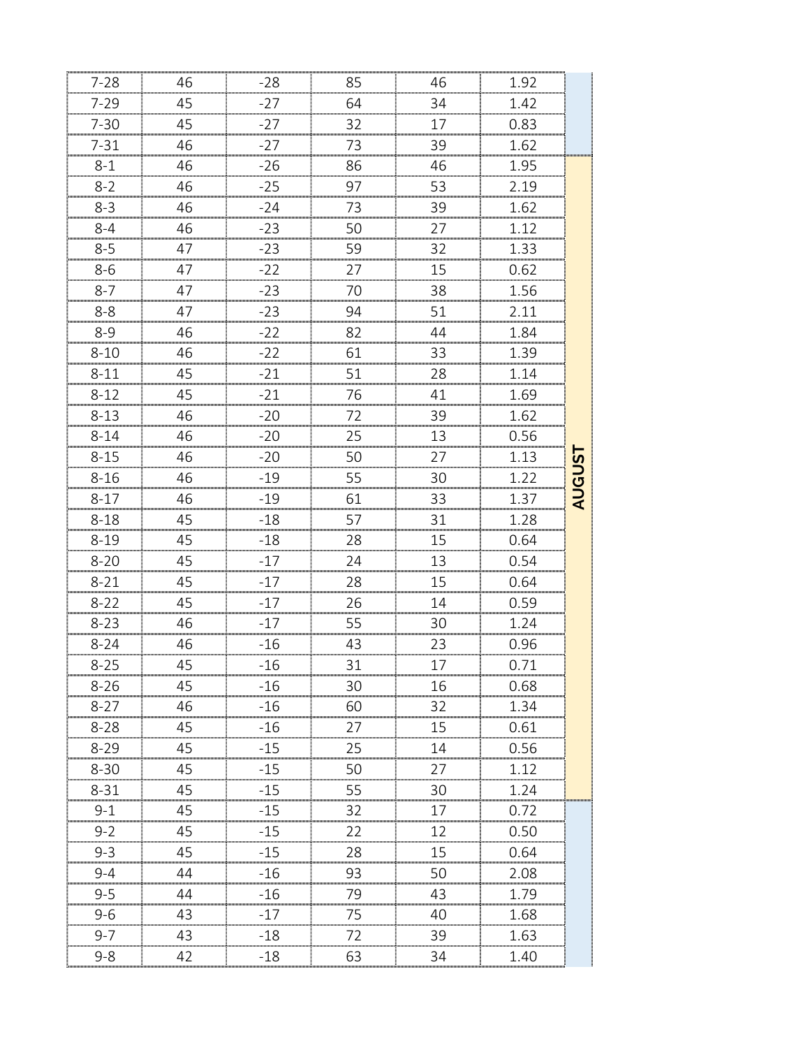| | | | | | | |
|---|---|---|---|---|---|---|
| 7-28 | 46 | -28 | 85 | 46 | 1.92 | |
| 7-29 | 45 | -27 | 64 | 34 | 1.42 | |
| 7-30 | 45 | -27 | 32 | 17 | 0.83 | |
| 7-31 | 46 | -27 | 73 | 39 | 1.62 | |
| 8-1 | 46 | -26 | 86 | 46 | 1.95 | AUGUST |
| 8-2 | 46 | -25 | 97 | 53 | 2.19 | |
| 8-3 | 46 | -24 | 73 | 39 | 1.62 | |
| 8-4 | 46 | -23 | 50 | 27 | 1.12 | |
| 8-5 | 47 | -23 | 59 | 32 | 1.33 | |
| 8-6 | 47 | -22 | 27 | 15 | 0.62 | |
| 8-7 | 47 | -23 | 70 | 38 | 1.56 | |
| 8-8 | 47 | -23 | 94 | 51 | 2.11 | |
| 8-9 | 46 | -22 | 82 | 44 | 1.84 | |
| 8-10 | 46 | -22 | 61 | 33 | 1.39 | |
| 8-11 | 45 | -21 | 51 | 28 | 1.14 | |
| 8-12 | 45 | -21 | 76 | 41 | 1.69 | |
| 8-13 | 46 | -20 | 72 | 39 | 1.62 | |
| 8-14 | 46 | -20 | 25 | 13 | 0.56 | |
| 8-15 | 46 | -20 | 50 | 27 | 1.13 | |
| 8-16 | 46 | -19 | 55 | 30 | 1.22 | |
| 8-17 | 46 | -19 | 61 | 33 | 1.37 | |
| 8-18 | 45 | -18 | 57 | 31 | 1.28 | |
| 8-19 | 45 | -18 | 28 | 15 | 0.64 | |
| 8-20 | 45 | -17 | 24 | 13 | 0.54 | |
| 8-21 | 45 | -17 | 28 | 15 | 0.64 | |
| 8-22 | 45 | -17 | 26 | 14 | 0.59 | |
| 8-23 | 46 | -17 | 55 | 30 | 1.24 | |
| 8-24 | 46 | -16 | 43 | 23 | 0.96 | |
| 8-25 | 45 | -16 | 31 | 17 | 0.71 | |
| 8-26 | 45 | -16 | 30 | 16 | 0.68 | |
| 8-27 | 46 | -16 | 60 | 32 | 1.34 | |
| 8-28 | 45 | -16 | 27 | 15 | 0.61 | |
| 8-29 | 45 | -15 | 25 | 14 | 0.56 | |
| 8-30 | 45 | -15 | 50 | 27 | 1.12 | |
| 8-31 | 45 | -15 | 55 | 30 | 1.24 | |
| 9-1 | 45 | -15 | 32 | 17 | 0.72 | |
| 9-2 | 45 | -15 | 22 | 12 | 0.50 | |
| 9-3 | 45 | -15 | 28 | 15 | 0.64 | |
| 9-4 | 44 | -16 | 93 | 50 | 2.08 | |
| 9-5 | 44 | -16 | 79 | 43 | 1.79 | |
| 9-6 | 43 | -17 | 75 | 40 | 1.68 | |
| 9-7 | 43 | -18 | 72 | 39 | 1.63 | |
| 9-8 | 42 | -18 | 63 | 34 | 1.40 | |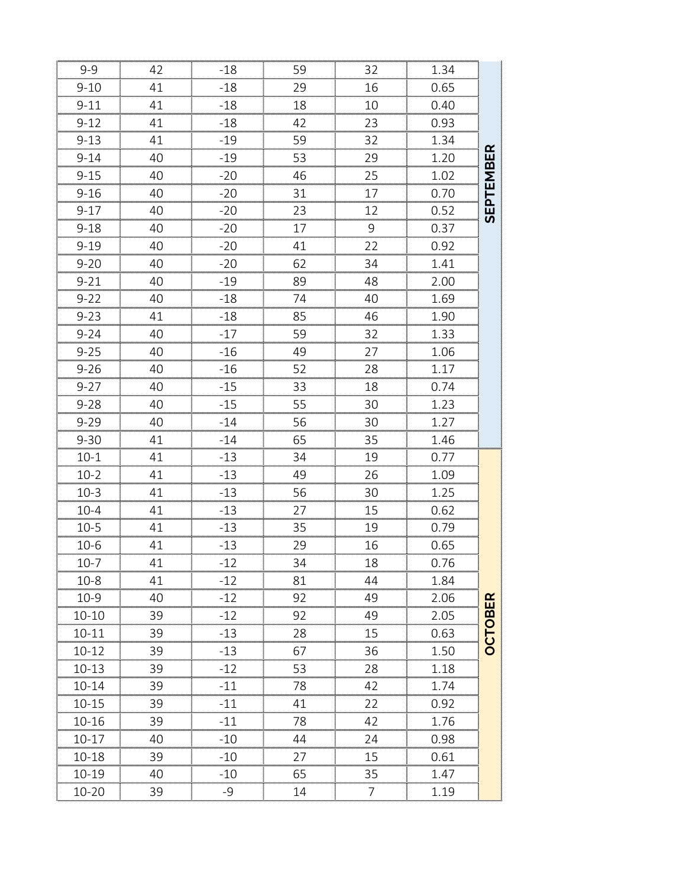| | | | | | | |
|---|---|---|---|---|---|---|
| 9-9 | 42 | -18 | 59 | 32 | 1.34 | SEPTEMBER |
| 9-10 | 41 | -18 | 29 | 16 | 0.65 | |
| 9-11 | 41 | -18 | 18 | 10 | 0.40 | |
| 9-12 | 41 | -18 | 42 | 23 | 0.93 | |
| 9-13 | 41 | -19 | 59 | 32 | 1.34 | |
| 9-14 | 40 | -19 | 53 | 29 | 1.20 | |
| 9-15 | 40 | -20 | 46 | 25 | 1.02 | |
| 9-16 | 40 | -20 | 31 | 17 | 0.70 | |
| 9-17 | 40 | -20 | 23 | 12 | 0.52 | |
| 9-18 | 40 | -20 | 17 | 9 | 0.37 | |
| 9-19 | 40 | -20 | 41 | 22 | 0.92 | |
| 9-20 | 40 | -20 | 62 | 34 | 1.41 | |
| 9-21 | 40 | -19 | 89 | 48 | 2.00 | |
| 9-22 | 40 | -18 | 74 | 40 | 1.69 | |
| 9-23 | 41 | -18 | 85 | 46 | 1.90 | |
| 9-24 | 40 | -17 | 59 | 32 | 1.33 | |
| 9-25 | 40 | -16 | 49 | 27 | 1.06 | |
| 9-26 | 40 | -16 | 52 | 28 | 1.17 | |
| 9-27 | 40 | -15 | 33 | 18 | 0.74 | |
| 9-28 | 40 | -15 | 55 | 30 | 1.23 | |
| 9-29 | 40 | -14 | 56 | 30 | 1.27 | |
| 9-30 | 41 | -14 | 65 | 35 | 1.46 | |
| 10-1 | 41 | -13 | 34 | 19 | 0.77 | OCTOBER |
| 10-2 | 41 | -13 | 49 | 26 | 1.09 | |
| 10-3 | 41 | -13 | 56 | 30 | 1.25 | |
| 10-4 | 41 | -13 | 27 | 15 | 0.62 | |
| 10-5 | 41 | -13 | 35 | 19 | 0.79 | |
| 10-6 | 41 | -13 | 29 | 16 | 0.65 | |
| 10-7 | 41 | -12 | 34 | 18 | 0.76 | |
| 10-8 | 41 | -12 | 81 | 44 | 1.84 | |
| 10-9 | 40 | -12 | 92 | 49 | 2.06 | |
| 10-10 | 39 | -12 | 92 | 49 | 2.05 | |
| 10-11 | 39 | -13 | 28 | 15 | 0.63 | |
| 10-12 | 39 | -13 | 67 | 36 | 1.50 | |
| 10-13 | 39 | -12 | 53 | 28 | 1.18 | |
| 10-14 | 39 | -11 | 78 | 42 | 1.74 | |
| 10-15 | 39 | -11 | 41 | 22 | 0.92 | |
| 10-16 | 39 | -11 | 78 | 42 | 1.76 | |
| 10-17 | 40 | -10 | 44 | 24 | 0.98 | |
| 10-18 | 39 | -10 | 27 | 15 | 0.61 | |
| 10-19 | 40 | -10 | 65 | 35 | 1.47 | |
| 10-20 | 39 | -9 | 14 | 7 | 1.19 | |